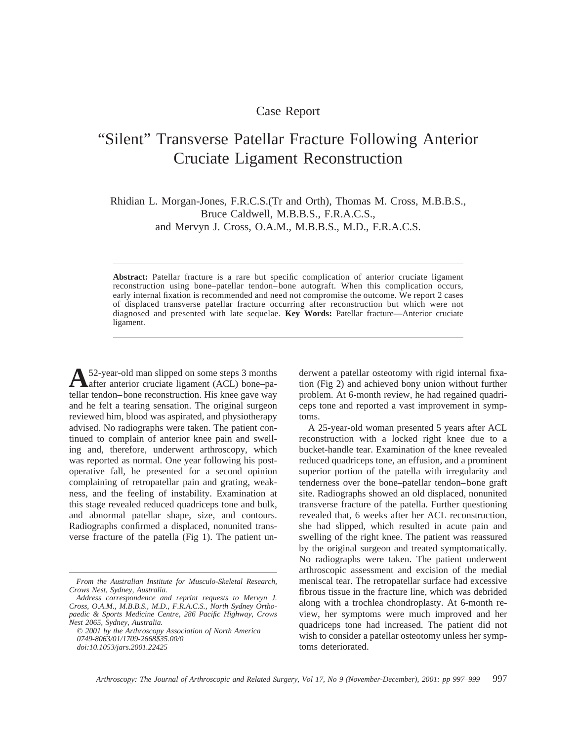Case Report

# “Silent” Transverse Patellar Fracture Following Anterior Cruciate Ligament Reconstruction

Rhidian L. Morgan-Jones, F.R.C.S.(Tr and Orth), Thomas M. Cross, M.B.B.S., Bruce Caldwell, M.B.B.S., F.R.A.C.S., and Mervyn J. Cross, O.A.M., M.B.B.S., M.D., F.R.A.C.S.

**Abstract:** Patellar fracture is a rare but specific complication of anterior cruciate ligament reconstruction using bone–patellar tendon–bone autograft. When this complication occurs, early internal fixation is recommended and need not compromise the outcome. We report 2 cases of displaced transverse patellar fracture occurring after reconstruction but which were not diagnosed and presented with late sequelae. **Key Words:** Patellar fracture—Anterior cruciate ligament.

A 52-year-old man slipped on some steps 3 months after anterior cruciate ligament (ACL) bone–patellar tendon–bone reconstruction. His knee gave way and he felt a tearing sensation. The original surgeon reviewed him, blood was aspirated, and physiotherapy advised. No radiographs were taken. The patient continued to complain of anterior knee pain and swelling and, therefore, underwent arthroscopy, which was reported as normal. One year following his postoperative fall, he presented for a second opinion complaining of retropatellar pain and grating, weakness, and the feeling of instability. Examination at this stage revealed reduced quadriceps tone and bulk, and abnormal patellar shape, size, and contours. Radiographs confirmed a displaced, nonunited transverse fracture of the patella (Fig 1). The patient underwent a patellar osteotomy with rigid internal fixation (Fig 2) and achieved bony union without further problem. At 6-month review, he had regained quadriceps tone and reported a vast improvement in symptoms.

A 25-year-old woman presented 5 years after ACL reconstruction with a locked right knee due to a bucket-handle tear. Examination of the knee revealed reduced quadriceps tone, an effusion, and a prominent superior portion of the patella with irregularity and tenderness over the bone–patellar tendon–bone graft site. Radiographs showed an old displaced, nonunited transverse fracture of the patella. Further questioning revealed that, 6 weeks after her ACL reconstruction, she had slipped, which resulted in acute pain and swelling of the right knee. The patient was reassured by the original surgeon and treated symptomatically. No radiographs were taken. The patient underwent arthroscopic assessment and excision of the medial meniscal tear. The retropatellar surface had excessive fibrous tissue in the fracture line, which was debrided along with a trochlea chondroplasty. At 6-month review, her symptoms were much improved and her quadriceps tone had increased. The patient did not wish to consider a patellar osteotomy unless her symptoms deteriorated.

*From the Australian Institute for Musculo-Skeletal Research, Crows Nest, Sydney, Australia.*

*Address correspondence and reprint requests to Mervyn J. Cross, O.A.M., M.B.B.S., M.D., F.R.A.C.S., North Sydney Orthopaedic & Sports Medicine Centre, 286 Pacific Highway, Crows Nest 2065, Sydney, Australia.*

*© 2001 by the Arthroscopy Association of North America*
*0749-8063/01/1709-2668$35.00/0*
*doi:10.1053/jars.2001.22425*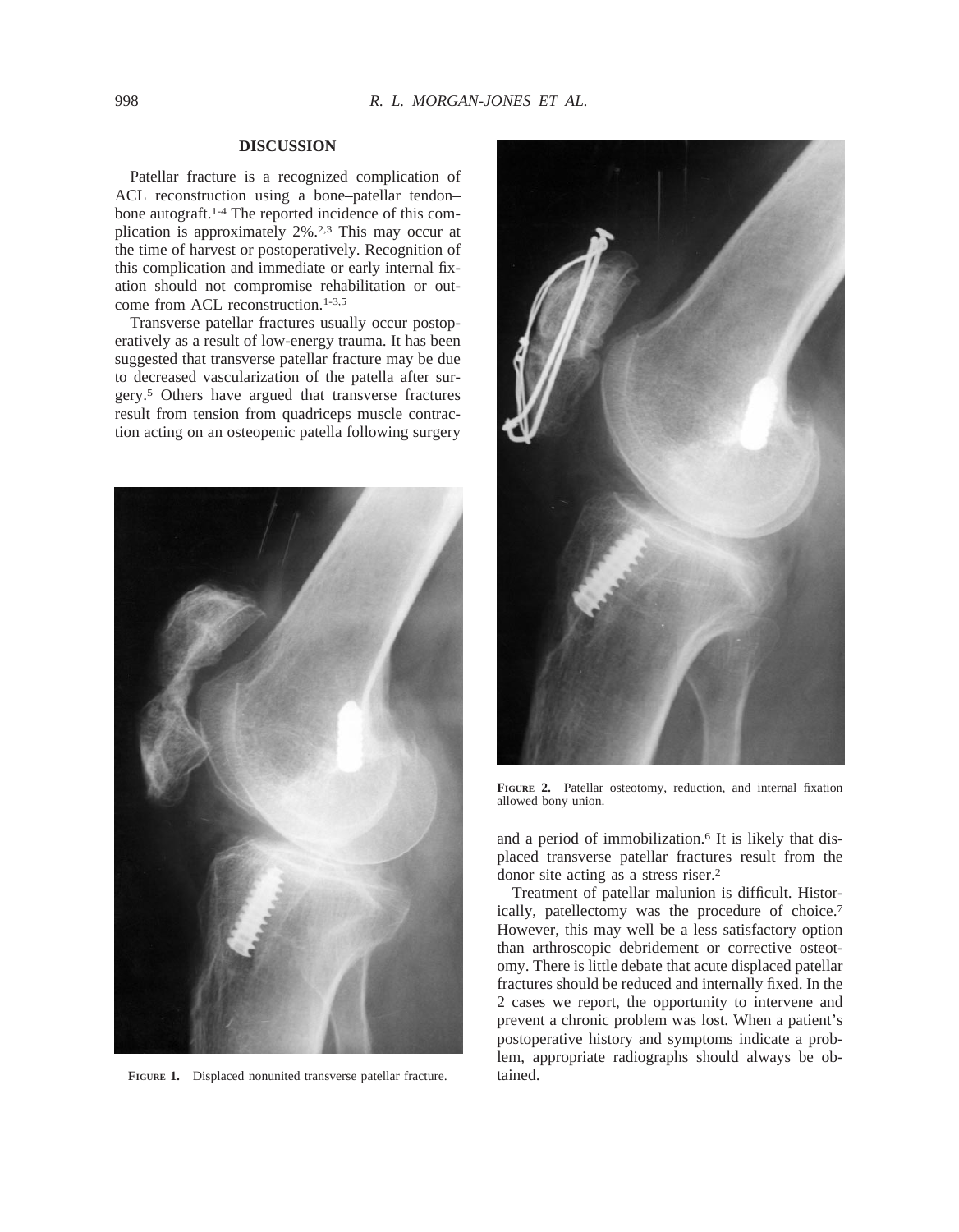## DISCUSSION

Patellar fracture is a recognized complication of ACL reconstruction using a bone–patellar tendon–bone autograft.[1-4] The reported incidence of this complication is approximately 2%.[2,3] This may occur at the time of harvest or postoperatively. Recognition of this complication and immediate or early internal fixation should not compromise rehabilitation or outcome from ACL reconstruction.[1-3,5]

Transverse patellar fractures usually occur postoperatively as a result of low-energy trauma. It has been suggested that transverse patellar fracture may be due to decreased vascularization of the patella after surgery.[5] Others have argued that transverse fractures result from tension from quadriceps muscle contraction acting on an osteopenic patella following surgery and a period of immobilization.[6] It is likely that displaced transverse patellar fractures result from the donor site acting as a stress riser.[2]

Treatment of patellar malunion is difficult. Historically, patellectomy was the procedure of choice.[7] However, this may well be a less satisfactory option than arthroscopic debridement or corrective osteotomy. There is little debate that acute displaced patellar fractures should be reduced and internally fixed. In the 2 cases we report, the opportunity to intervene and prevent a chronic problem was lost. When a patient's postoperative history and symptoms indicate a problem, appropriate radiographs should always be obtained.

**FIGURE 1.** Displaced nonunited transverse patellar fracture.

**FIGURE 2.** Patellar osteotomy, reduction, and internal fixation allowed bony union.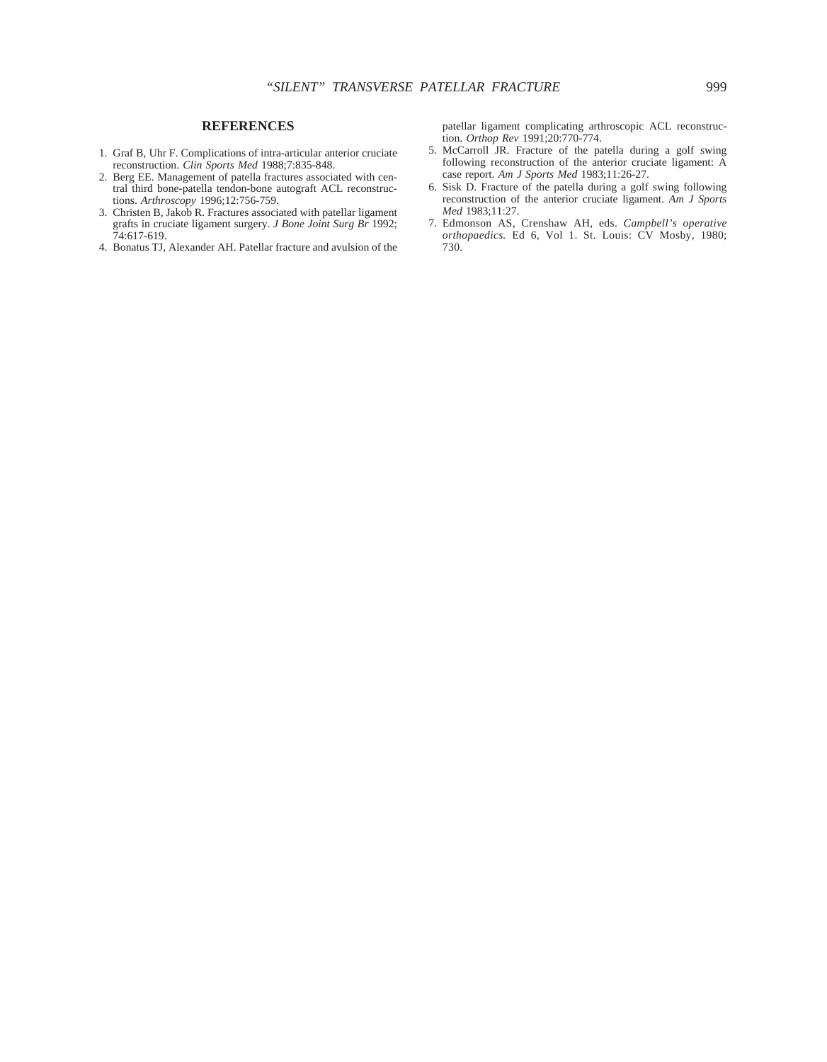## REFERENCES

1. Graf B, Uhr F. Complications of intra-articular anterior cruciate reconstruction. *Clin Sports Med* 1988;7:835-848.
2. Berg EE. Management of patella fractures associated with central third bone-patella tendon-bone autograft ACL reconstructions. *Arthroscopy* 1996;12:756-759.
3. Christen B, Jakob R. Fractures associated with patellar ligament grafts in cruciate ligament surgery. *J Bone Joint Surg Br* 1992; 74:617-619.
4. Bonatus TJ, Alexander AH. Patellar fracture and avulsion of the patellar ligament complicating arthroscopic ACL reconstruction. *Orthop Rev* 1991;20:770-774.
5. McCarroll JR. Fracture of the patella during a golf swing following reconstruction of the anterior cruciate ligament: A case report. *Am J Sports Med* 1983;11:26-27.
6. Sisk D. Fracture of the patella during a golf swing following reconstruction of the anterior cruciate ligament. *Am J Sports Med* 1983;11:27.
7. Edmonson AS, Crenshaw AH, eds. *Campbell's operative orthopaedics.* Ed 6, Vol 1. St. Louis: CV Mosby, 1980; 730.